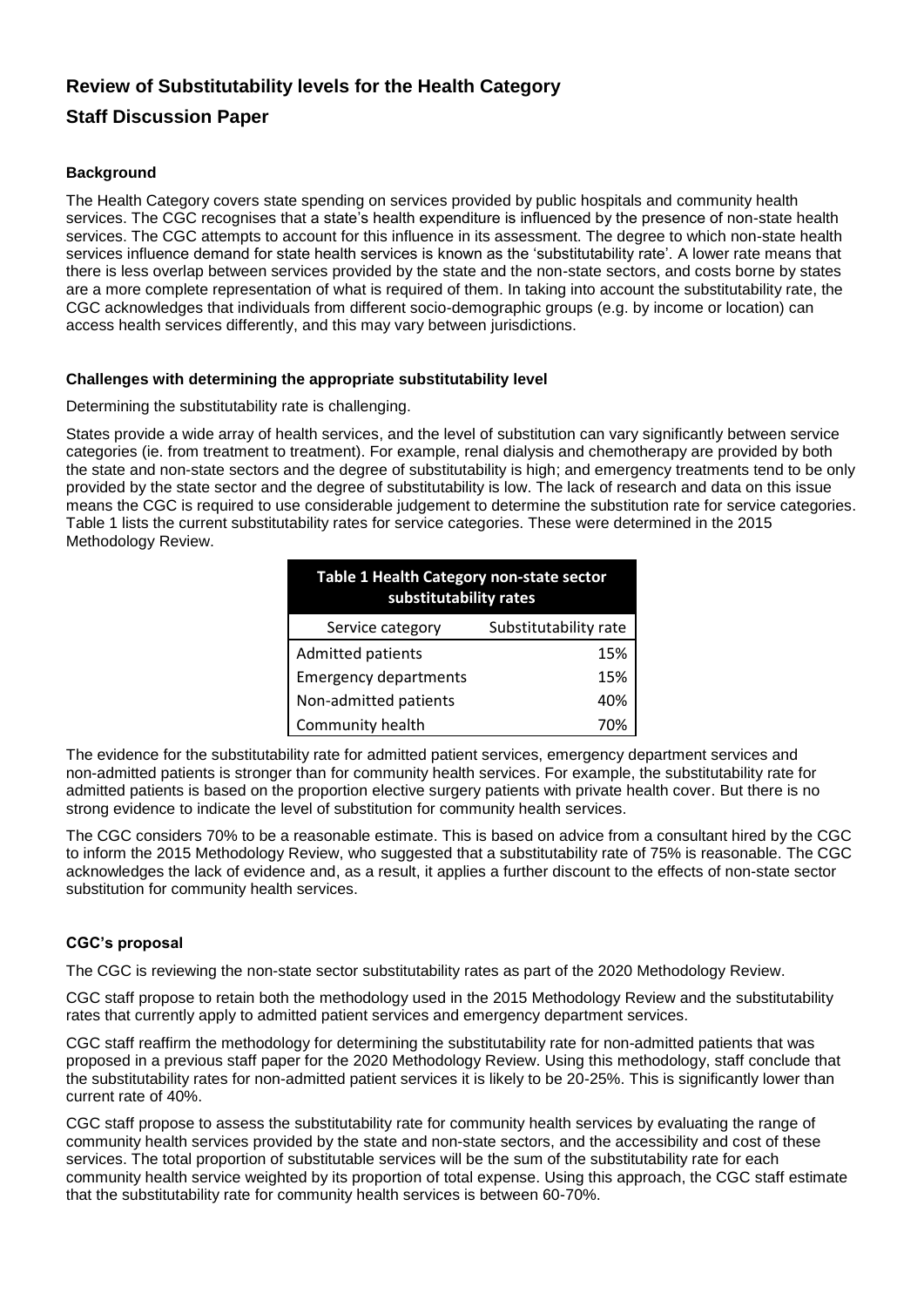# Review of Substitutability levels for the Health Category

## Staff Discussion Paper

### Background

The Health Category covers state spending on services provided by public hospitals and community health services. The CGC recognises that a state's health expenditure is influenced by the presence of non-state health services. The CGC attempts to account for this influence in its assessment. The degree to which non-state health services influence demand for state health services is known as the 'substitutability rate'. A lower rate means that there is less overlap between services provided by the state and the non-state sectors, and costs borne by states are a more complete representation of what is required of them. In taking into account the substitutability rate, the CGC acknowledges that individuals from different socio-demographic groups (e.g. by income or location) can access health services differently, and this may vary between jurisdictions.

### Challenges with determining the appropriate substitutability level

Determining the substitutability rate is challenging.

States provide a wide array of health services, and the level of substitution can vary significantly between service categories (ie. from treatment to treatment). For example, renal dialysis and chemotherapy are provided by both the state and non-state sectors and the degree of substitutability is high; and emergency treatments tend to be only provided by the state sector and the degree of substitutability is low. The lack of research and data on this issue means the CGC is required to use considerable judgement to determine the substitution rate for service categories. Table 1 lists the current substitutability rates for service categories. These were determined in the 2015 Methodology Review.

**Table 1 Health Category non-state sector substitutability rates**

| Service category | Substitutability rate |
|---|---|
| Admitted patients | 15% |
| Emergency departments | 15% |
| Non-admitted patients | 40% |
| Community health | 70% |

The evidence for the substitutability rate for admitted patient services, emergency department services and non-admitted patients is stronger than for community health services. For example, the substitutability rate for admitted patients is based on the proportion elective surgery patients with private health cover. But there is no strong evidence to indicate the level of substitution for community health services.

The CGC considers 70% to be a reasonable estimate. This is based on advice from a consultant hired by the CGC to inform the 2015 Methodology Review, who suggested that a substitutability rate of 75% is reasonable. The CGC acknowledges the lack of evidence and, as a result, it applies a further discount to the effects of non-state sector substitution for community health services.

### CGC's proposal

The CGC is reviewing the non-state sector substitutability rates as part of the 2020 Methodology Review.

CGC staff propose to retain both the methodology used in the 2015 Methodology Review and the substitutability rates that currently apply to admitted patient services and emergency department services.

CGC staff reaffirm the methodology for determining the substitutability rate for non-admitted patients that was proposed in a previous staff paper for the 2020 Methodology Review. Using this methodology, staff conclude that the substitutability rates for non-admitted patient services it is likely to be 20-25%. This is significantly lower than current rate of 40%.

CGC staff propose to assess the substitutability rate for community health services by evaluating the range of community health services provided by the state and non-state sectors, and the accessibility and cost of these services. The total proportion of substitutable services will be the sum of the substitutability rate for each community health service weighted by its proportion of total expense. Using this approach, the CGC staff estimate that the substitutability rate for community health services is between 60-70%.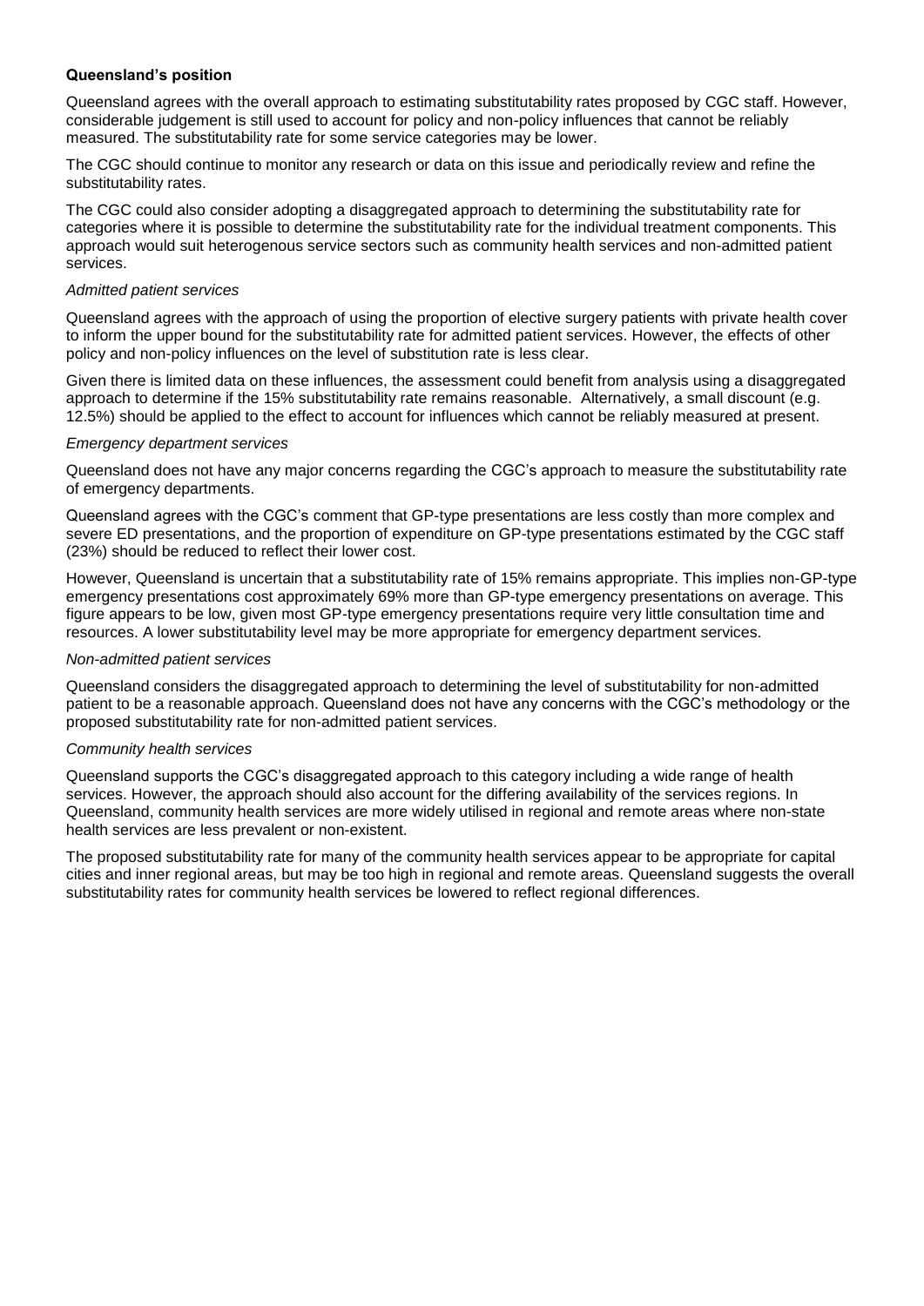**Queensland's position**

Queensland agrees with the overall approach to estimating substitutability rates proposed by CGC staff. However, considerable judgement is still used to account for policy and non-policy influences that cannot be reliably measured. The substitutability rate for some service categories may be lower.

The CGC should continue to monitor any research or data on this issue and periodically review and refine the substitutability rates.

The CGC could also consider adopting a disaggregated approach to determining the substitutability rate for categories where it is possible to determine the substitutability rate for the individual treatment components. This approach would suit heterogenous service sectors such as community health services and non-admitted patient services.

*Admitted patient services*

Queensland agrees with the approach of using the proportion of elective surgery patients with private health cover to inform the upper bound for the substitutability rate for admitted patient services. However, the effects of other policy and non-policy influences on the level of substitution rate is less clear.

Given there is limited data on these influences, the assessment could benefit from analysis using a disaggregated approach to determine if the 15% substitutability rate remains reasonable. Alternatively, a small discount (e.g. 12.5%) should be applied to the effect to account for influences which cannot be reliably measured at present.

*Emergency department services*

Queensland does not have any major concerns regarding the CGC's approach to measure the substitutability rate of emergency departments.

Queensland agrees with the CGC's comment that GP-type presentations are less costly than more complex and severe ED presentations, and the proportion of expenditure on GP-type presentations estimated by the CGC staff (23%) should be reduced to reflect their lower cost.

However, Queensland is uncertain that a substitutability rate of 15% remains appropriate. This implies non-GP-type emergency presentations cost approximately 69% more than GP-type emergency presentations on average. This figure appears to be low, given most GP-type emergency presentations require very little consultation time and resources. A lower substitutability level may be more appropriate for emergency department services.

*Non-admitted patient services*

Queensland considers the disaggregated approach to determining the level of substitutability for non-admitted patient to be a reasonable approach. Queensland does not have any concerns with the CGC's methodology or the proposed substitutability rate for non-admitted patient services.

*Community health services*

Queensland supports the CGC's disaggregated approach to this category including a wide range of health services. However, the approach should also account for the differing availability of the services regions. In Queensland, community health services are more widely utilised in regional and remote areas where non-state health services are less prevalent or non-existent.

The proposed substitutability rate for many of the community health services appear to be appropriate for capital cities and inner regional areas, but may be too high in regional and remote areas. Queensland suggests the overall substitutability rates for community health services be lowered to reflect regional differences.